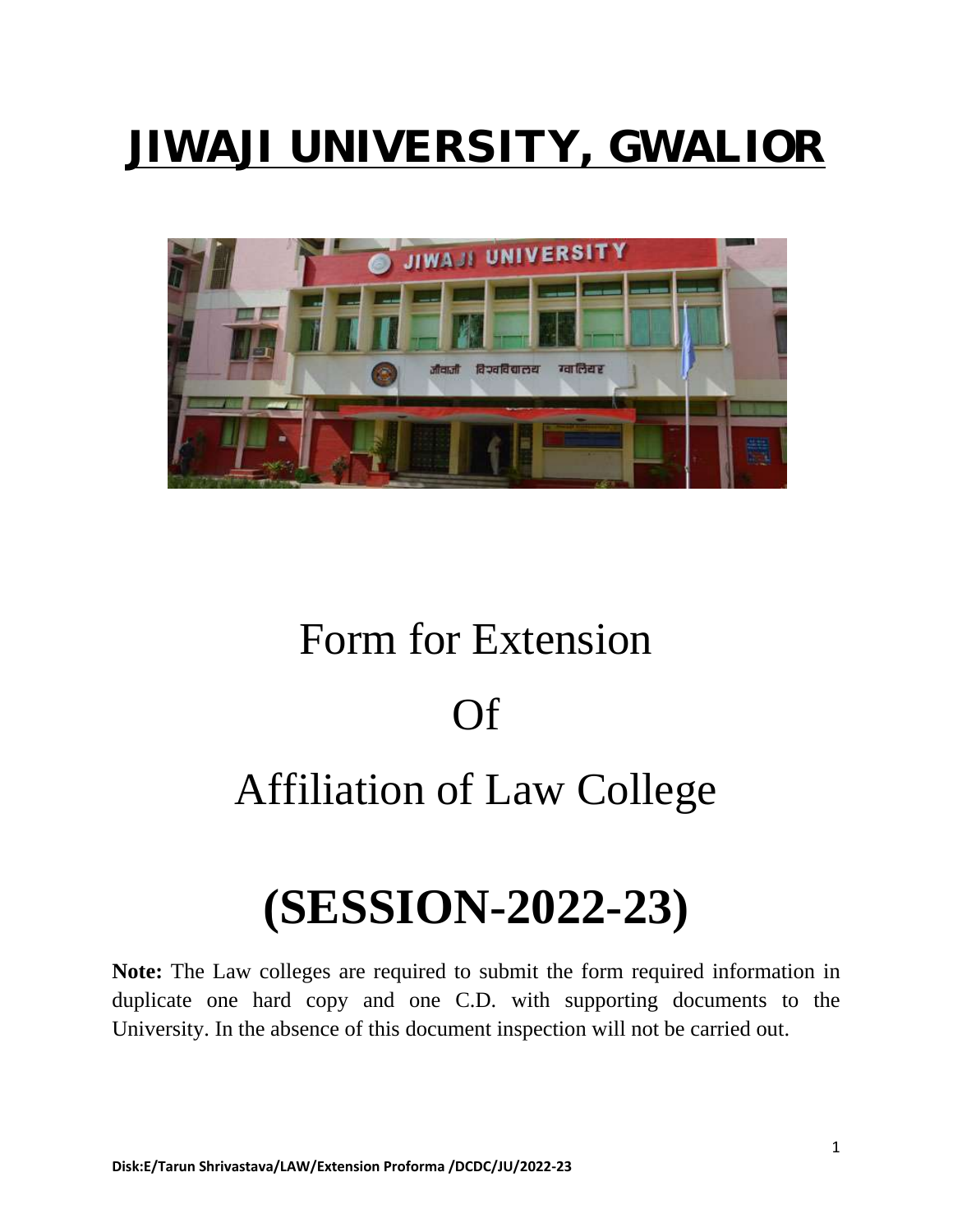# JIWAJI UNIVERSITY, GWALIOR

Form for Extension

Of

Affiliation of Law College

# (SESSION-2022-23)

**Note:** The Law colleges are required to submit the form required information in duplicate one hard copy and one C.D. with supporting documents to the University. In the absence of this document inspection will not be carried out.

Disk:E/Tarun Shrivastava/LAW/Extension Proforma /DCDC/JU/2022-23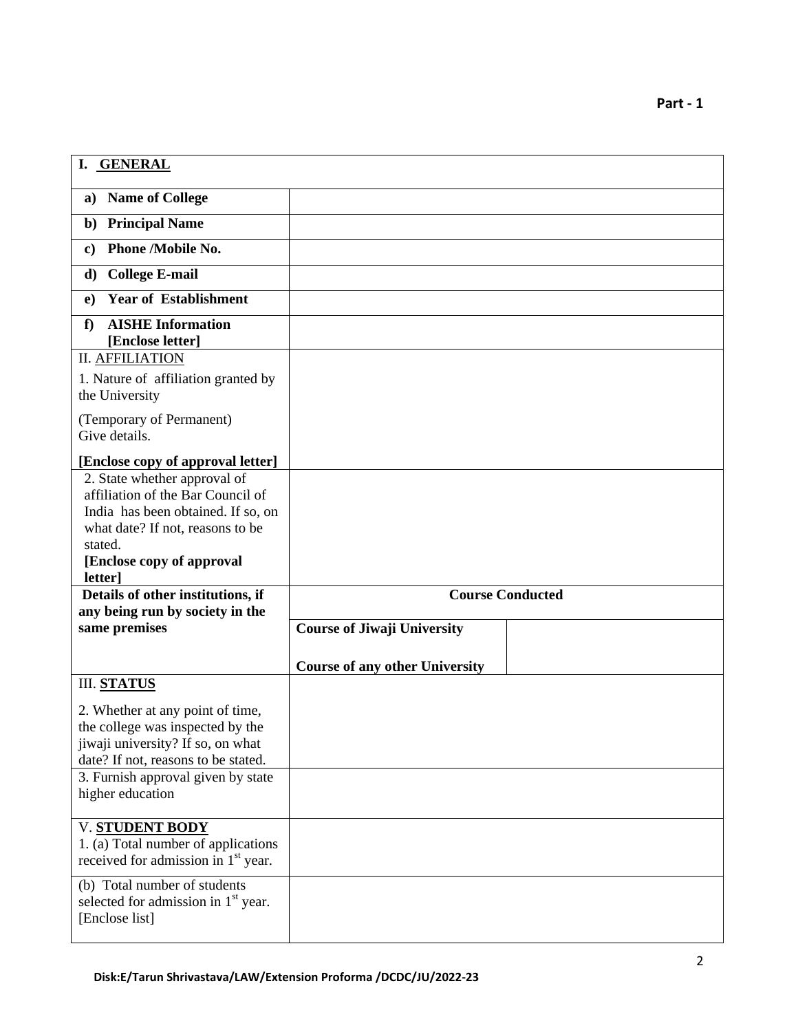**Part - 1**

| **I. GENERAL** | | |
|---|---|---|
| **a) Name of College** | | |
| **b) Principal Name** | | |
| **c) Phone /Mobile No.** | | |
| **d) College E-mail** | | |
| **e) Year of Establishment** | | |
| **f) AISHE Information [Enclose letter]** | | |
| II. AFFILIATION<br>1. Nature of affiliation granted by the University<br>(Temporary of Permanent) Give details.<br>**[Enclose copy of approval letter]** | | |
| 2. State whether approval of affiliation of the Bar Council of India has been obtained. If so, on what date? If not, reasons to be stated.<br>**[Enclose copy of approval letter]** | | |
| **Details of other institutions, if any being run by society in the same premises** | **Course Conducted** | |
| | **Course of Jiwaji University**<br><br>**Course of any other University** | |
| III. **STATUS**<br>2. Whether at any point of time, the college was inspected by the jiwaji university? If so, on what date? If not, reasons to be stated. | | |
| 3. Furnish approval given by state higher education | | |
| V. **STUDENT BODY**<br>1. (a) Total number of applications received for admission in 1st year. | | |
| (b) Total number of students selected for admission in 1st year. [Enclose list] | | |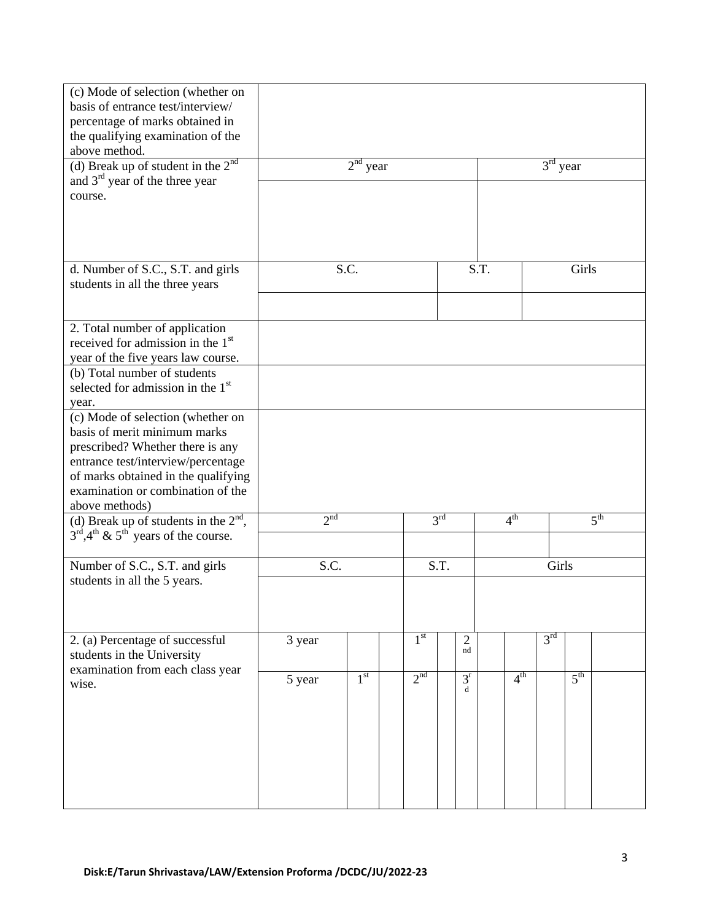| | | | | | | | | | | | | | | |
|---|---|---|---|---|---|---|---|---|---|---|---|---|---|---|
| (c) Mode of selection (whether on basis of entrance test/interview/ percentage of marks obtained in the qualifying examination of the above method. | | | | | | | | | | | | | | |
| (d) Break up of student in the 2nd and 3rd year of the three year course. | 2nd year | | | | | | | 3rd year | | | | | | |
| | | | | | | | | | | | | | | |
| d. Number of S.C., S.T. and girls students in all the three years | S.C. | | | | | S.T. | | | | Girls | | | | |
| | | | | | | | | | | | | | | |
| 2. Total number of application received for admission in the 1st year of the five years law course. | | | | | | | | | | | | | | |
| (b) Total number of students selected for admission in the 1st year. | | | | | | | | | | | | | | |
| (c) Mode of selection (whether on basis of merit minimum marks prescribed? Whether there is any entrance test/interview/percentage of marks obtained in the qualifying examination or combination of the above methods) | | | | | | | | | | | | | | |
| (d) Break up of students in the 2nd, 3rd, 4th & 5th years of the course. | 2nd | | | 3rd | | | | 4th | | | 5th | | | |
| | | | | | | | | | | | | | | |
| Number of S.C., S.T. and girls students in all the 5 years. | S.C. | | | S.T. | | | | Girls | | | | | | |
| | | | | | | | | | | | | | | |
| 2. (a) Percentage of successful students in the University examination from each class year wise. | 3 year | | | 1st | | 2nd | | | | 3rd | | | | |
| | 5 year | 1st | | 2nd | | 3rd | | 4th | | | 5th | | | |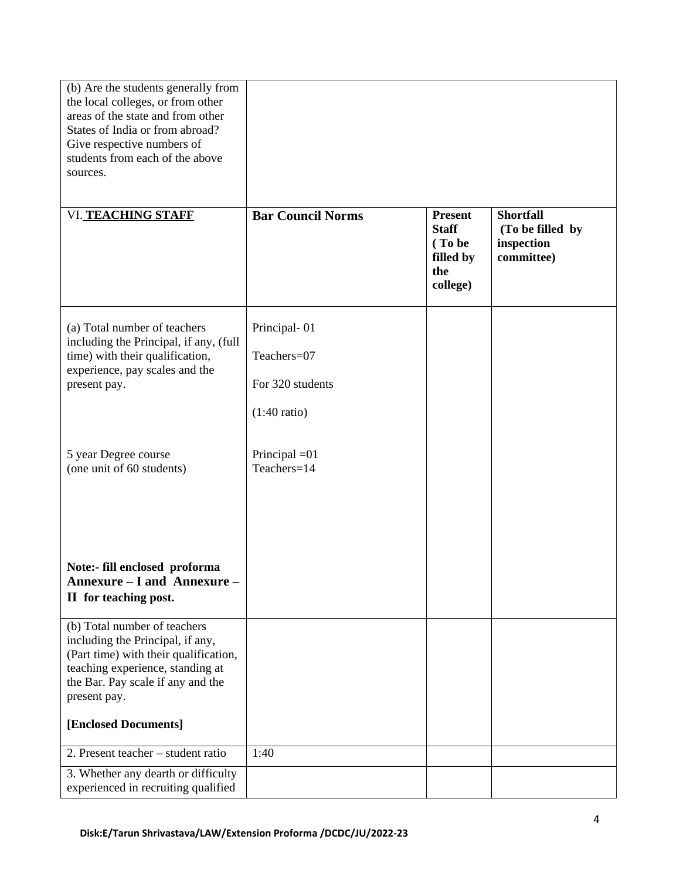| | | | |
|---|---|---|---|
| (b) Are the students generally from the local colleges, or from other areas of the state and from other States of India or from abroad? Give respective numbers of students from each of the above sources. | | | |
| VI. **TEACHING STAFF** | **Bar Council Norms** | **Present Staff ( To be filled by the college)** | **Shortfall (To be filled by inspection committee)** |
| (a) Total number of teachers including the Principal, if any, (full time) with their qualification, experience, pay scales and the present pay.<br><br>5 year Degree course (one unit of 60 students)<br><br>**Note:- fill enclosed proforma Annexure – I and Annexure – II for teaching post.** | Principal- 01<br><br>Teachers=07<br><br>For 320 students<br><br>(1:40 ratio)<br><br>Principal =01<br>Teachers=14 | | |
| (b) Total number of teachers including the Principal, if any, (Part time) with their qualification, teaching experience, standing at the Bar. Pay scale if any and the present pay.<br><br>**[Enclosed Documents]** | | | |
| 2. Present teacher – student ratio | 1:40 | | |
| 3. Whether any dearth or difficulty experienced in recruiting qualified | | | |

**Disk:E/Tarun Shrivastava/LAW/Extension Proforma /DCDC/JU/2022-23**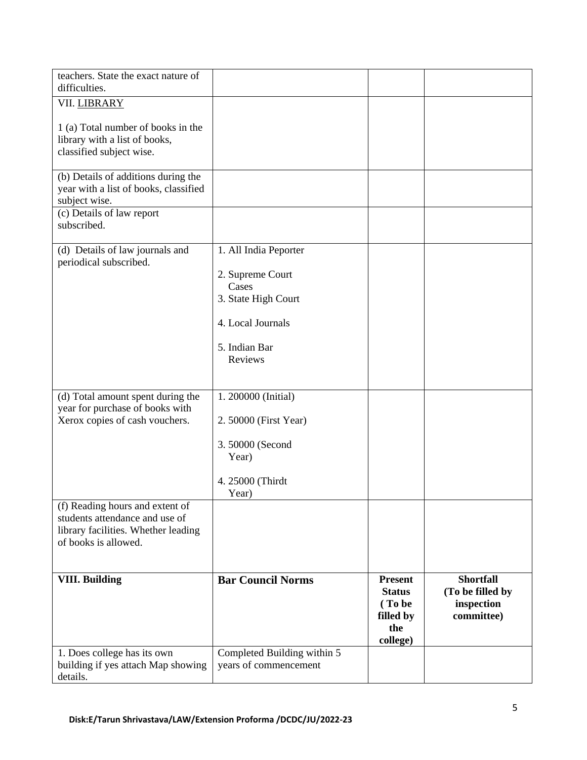| teachers. State the exact nature of difficulties. | | | |
|---|---|---|---|
| VII. LIBRARY<br><br>1 (a) Total number of books in the library with a list of books, classified subject wise. | | | |
| (b) Details of additions during the year with a list of books, classified subject wise. | | | |
| (c) Details of law report subscribed. | | | |
| (d) Details of law journals and periodical subscribed. | 1. All India Peporter<br><br>2. Supreme Court Cases<br>3. State High Court<br><br>4. Local Journals<br><br>5. Indian Bar Reviews | | |
| (d) Total amount spent during the year for purchase of books with Xerox copies of cash vouchers. | 1. 200000 (Initial)<br><br>2. 50000 (First Year)<br><br>3. 50000 (Second Year)<br><br>4. 25000 (Thirdt Year) | | |
| (f) Reading hours and extent of students attendance and use of library facilities. Whether leading of books is allowed. | | | |
| **VIII. Building** | **Bar Council Norms** | **Present Status ( To be filled by the college)** | **Shortfall (To be filled by inspection committee)** |
| 1. Does college has its own building if yes attach Map showing details. | Completed Building within 5 years of commencement | | |

Disk:E/Tarun Shrivastava/LAW/Extension Proforma /DCDC/JU/2022-23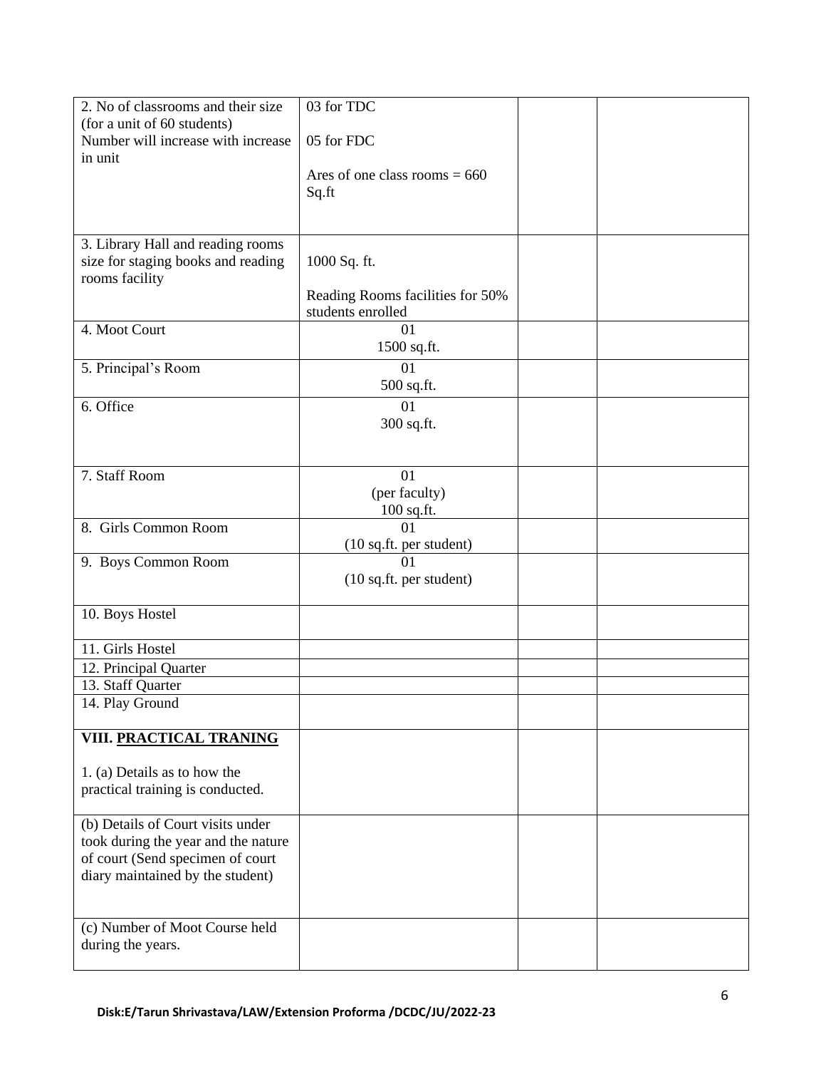| 2. No of classrooms and their size (for a unit of 60 students) Number will increase with increase in unit | 03 for TDC<br><br>05 for FDC<br><br>Ares of one class rooms = 660 Sq.ft | | |
|---|---|---|---|
| 3. Library Hall and reading rooms size for staging books and reading rooms facility | 1000 Sq. ft.<br><br>Reading Rooms facilities for 50% students enrolled | | |
| 4. Moot Court | 01<br>1500 sq.ft. | | |
| 5. Principal's Room | 01<br>500 sq.ft. | | |
| 6. Office | 01<br>300 sq.ft. | | |
| 7. Staff Room | 01<br>(per faculty)<br>100 sq.ft. | | |
| 8. Girls Common Room | 01<br>(10 sq.ft. per student) | | |
| 9. Boys Common Room | 01<br>(10 sq.ft. per student) | | |
| 10. Boys Hostel | | | |
| 11. Girls Hostel | | | |
| 12. Principal Quarter | | | |
| 13. Staff Quarter | | | |
| 14. Play Ground | | | |
| **VIII. <u>PRACTICAL TRANING</u>**<br><br>1. (a) Details as to how the practical training is conducted. | | | |
| (b) Details of Court visits under took during the year and the nature of court (Send specimen of court diary maintained by the student) | | | |
| (c) Number of Moot Course held during the years. | | | |

Disk:E/Tarun Shrivastava/LAW/Extension Proforma /DCDC/JU/2022-23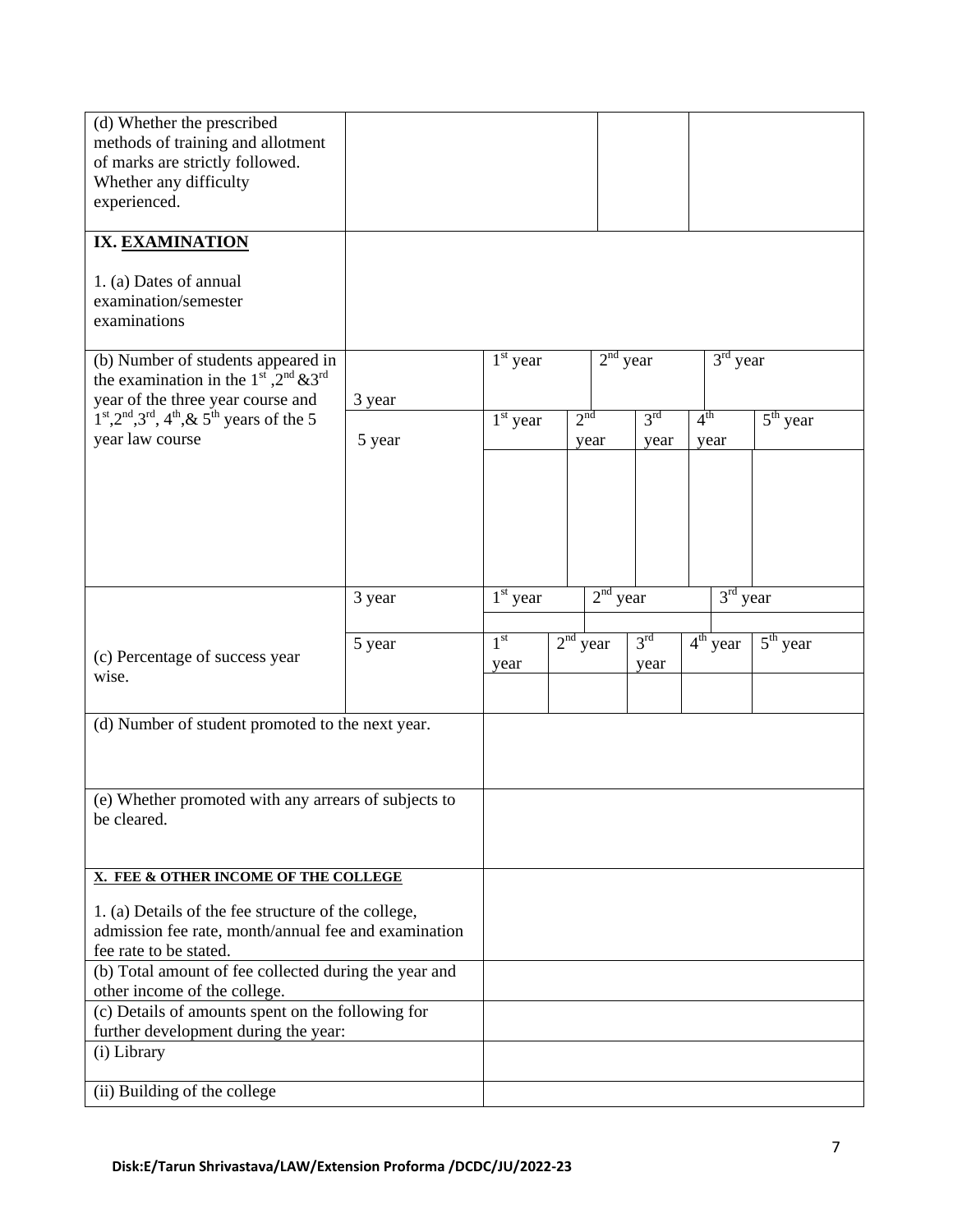| | | | | | | |
|---|---|---|---|---|---|---|
| (d) Whether the prescribed methods of training and allotment of marks are strictly followed. Whether any difficulty experienced. | | | | | | |
| **IX. EXAMINATION**<br><br>1. (a) Dates of annual examination/semester examinations | | | | | | |
| (b) Number of students appeared in the examination in the 1st ,2nd &3rd year of the three year course and 1st,2nd,3rd, 4th,& 5th years of the 5 year law course | 3 year | 1st year | 2nd year | | 3rd year | |
| | 5 year | 1st year | 2nd year | 3rd year | 4th year | 5th year |
| | | | | | | |
| (c) Percentage of success year wise. | 3 year | 1st year | 2nd year | | 3rd year | |
| | | | | | | |
| | 5 year | 1st year | 2nd year | 3rd year | 4th year | 5th year |
| | | | | | | |

| | |
|---|---|
| (d) Number of student promoted to the next year. | |
| (e) Whether promoted with any arrears of subjects to be cleared. | |
| **X. FEE & OTHER INCOME OF THE COLLEGE**<br><br>1. (a) Details of the fee structure of the college, admission fee rate, month/annual fee and examination fee rate to be stated. | |
| (b) Total amount of fee collected during the year and other income of the college. | |
| (c) Details of amounts spent on the following for further development during the year: | |
| (i) Library | |
| (ii) Building of the college | |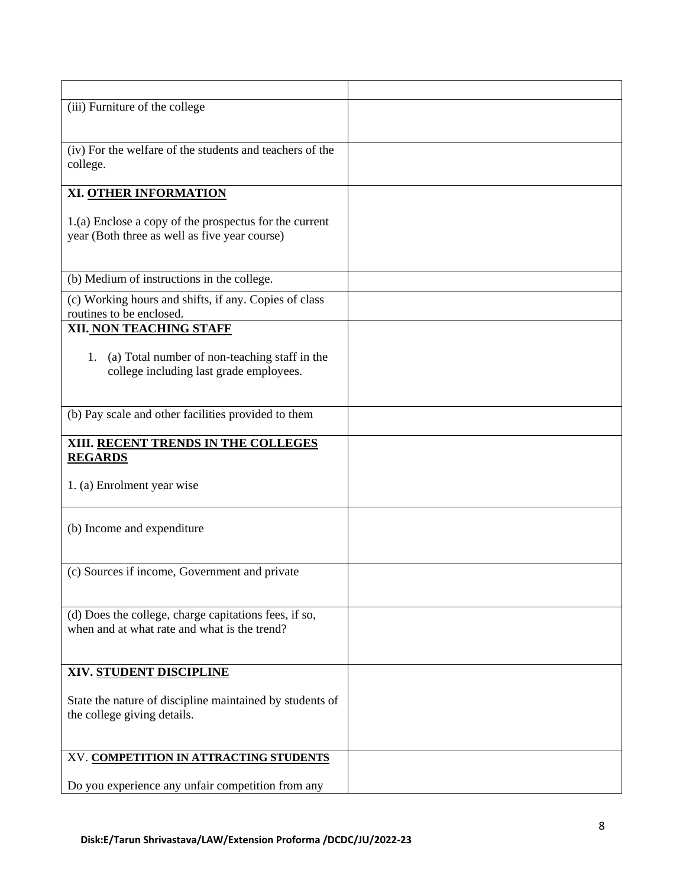| | |
|---|---|
| (iii) Furniture of the college | |
| (iv) For the welfare of the students and teachers of the college. | |
| **XI. <u>OTHER INFORMATION</u>**<br><br>1.(a) Enclose a copy of the prospectus for the current year (Both three as well as five year course) | |
| (b) Medium of instructions in the college. | |
| (c) Working hours and shifts, if any. Copies of class routines to be enclosed. | |
| **XII. <u>NON TEACHING STAFF</u>**<br><br>1. (a) Total number of non-teaching staff in the college including last grade employees. | |
| (b) Pay scale and other facilities provided to them | |
| **XIII. <u>RECENT TRENDS IN THE COLLEGES REGARDS</u>**<br><br>1. (a) Enrolment year wise | |
| (b) Income and expenditure | |
| (c) Sources if income, Government and private | |
| (d) Does the college, charge capitations fees, if so, when and at what rate and what is the trend? | |
| **XIV. <u>STUDENT DISCIPLINE</u>**<br><br>State the nature of discipline maintained by students of the college giving details. | |
| XV. **<u>COMPETITION IN ATTRACTING STUDENTS</u>**<br><br>Do you experience any unfair competition from any | |

**Disk:E/Tarun Shrivastava/LAW/Extension Proforma /DCDC/JU/2022-23**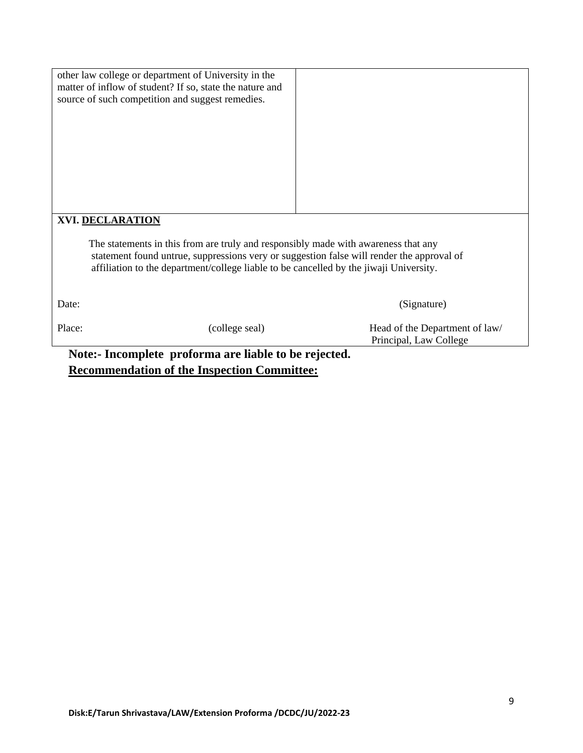| other law college or department of University in the matter of inflow of student? If so, state the nature and source of such competition and suggest remedies. | |
|---|---|

**XVI. DECLARATION**

The statements in this from are truly and responsibly made with awareness that any statement found untrue, suppressions very or suggestion false will render the approval of affiliation to the department/college liable to be cancelled by the jiwaji University.

Date: (Signature)

Place: (college seal) Head of the Department of law/ Principal, Law College

**Note:- Incomplete proforma are liable to be rejected.**

**Recommendation of the Inspection Committee:**

**Disk:E/Tarun Shrivastava/LAW/Extension Proforma /DCDC/JU/2022-23**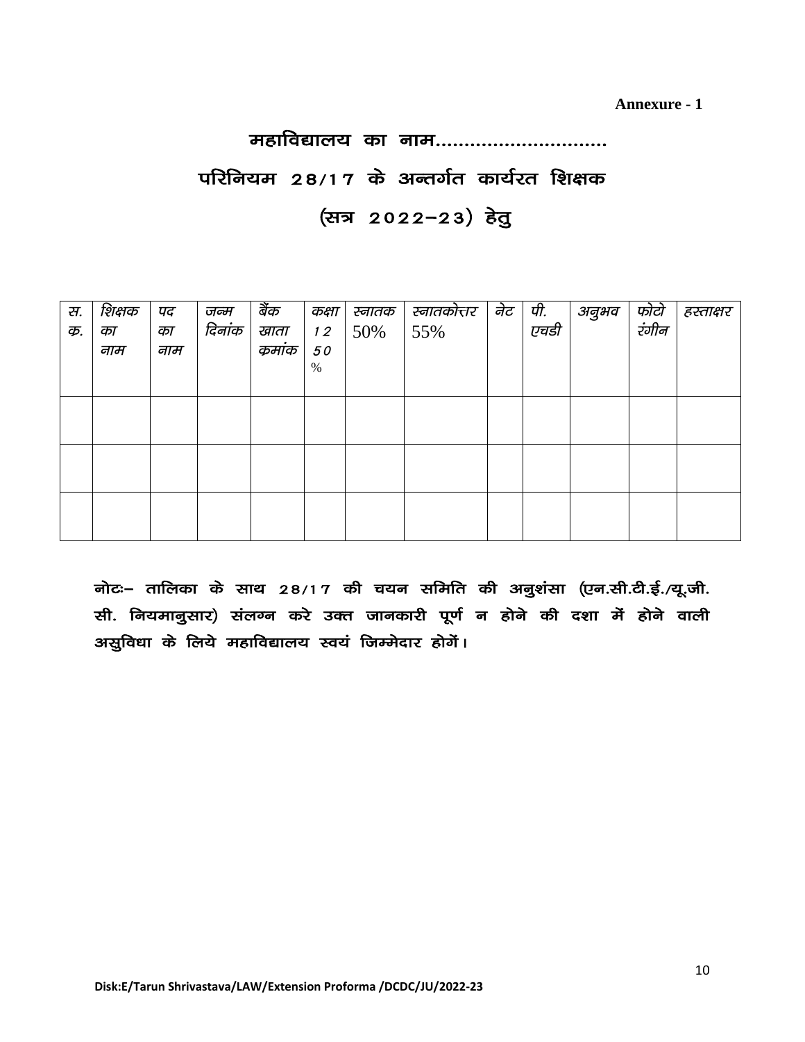**Annexure - 1**

# महाविद्यालय का नाम..............................

## परिनियम 28/17 के अन्तर्गत कार्यरत शिक्षक

## (सत्र 2022–23) हेतु

| स. क्र. | शिक्षक का नाम | पद का नाम | जन्म दिनांक | बैंक खाता कमांक | कक्षा 12 50 % | स्नातक 50% | स्नातकोत्तर 55% | नेट | पी. एचडी | अनुभव | फोटो रंगीन | हस्ताक्षर |
|---|---|---|---|---|---|---|---|---|---|---|---|---|
| | | | | | | | | | | | | |
| | | | | | | | | | | | | |
| | | | | | | | | | | | | |

**नोटः– तालिका के साथ 28/17 की चयन समिति की अनुशंसा (एन.सी.टी.ई./यू.जी.सी. नियमानुसार) संलग्न करे उक्त जानकारी पूर्ण न होने की दशा में होने वाली असुविधा के लिये महाविद्यालय स्वयं जिम्मेदार होगें।**

**Disk:E/Tarun Shrivastava/LAW/Extension Proforma /DCDC/JU/2022-23**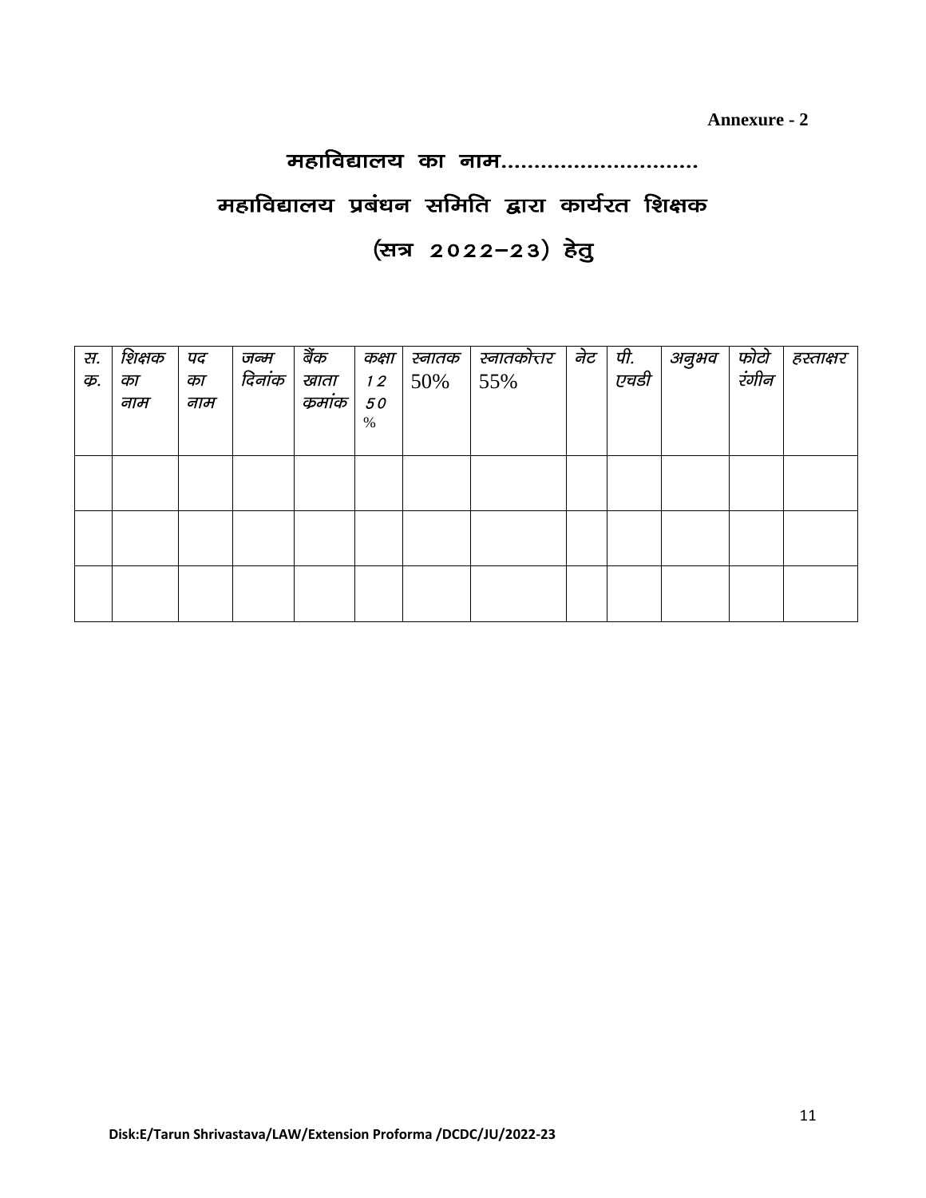**Annexure - 2**

## महाविद्यालय का नाम..............................

## महाविद्यालय प्रबंधन समिति द्वारा कार्यरत शिक्षक

## (सत्र 2022–23) हेतु

| स. क्र. | शिक्षक का नाम | पद का नाम | जन्म दिनांक | बैंक खाता क्रमांक | कक्षा 12 50 % | स्नातक 50% | स्नातकोत्तर 55% | नेट | पी. एचडी | अनुभव | फोटो रंगीन | हस्ताक्षर |
|---|---|---|---|---|---|---|---|---|---|---|---|---|
| | | | | | | | | | | | | |
| | | | | | | | | | | | | |
| | | | | | | | | | | | | |

Disk:E/Tarun Shrivastava/LAW/Extension Proforma /DCDC/JU/2022-23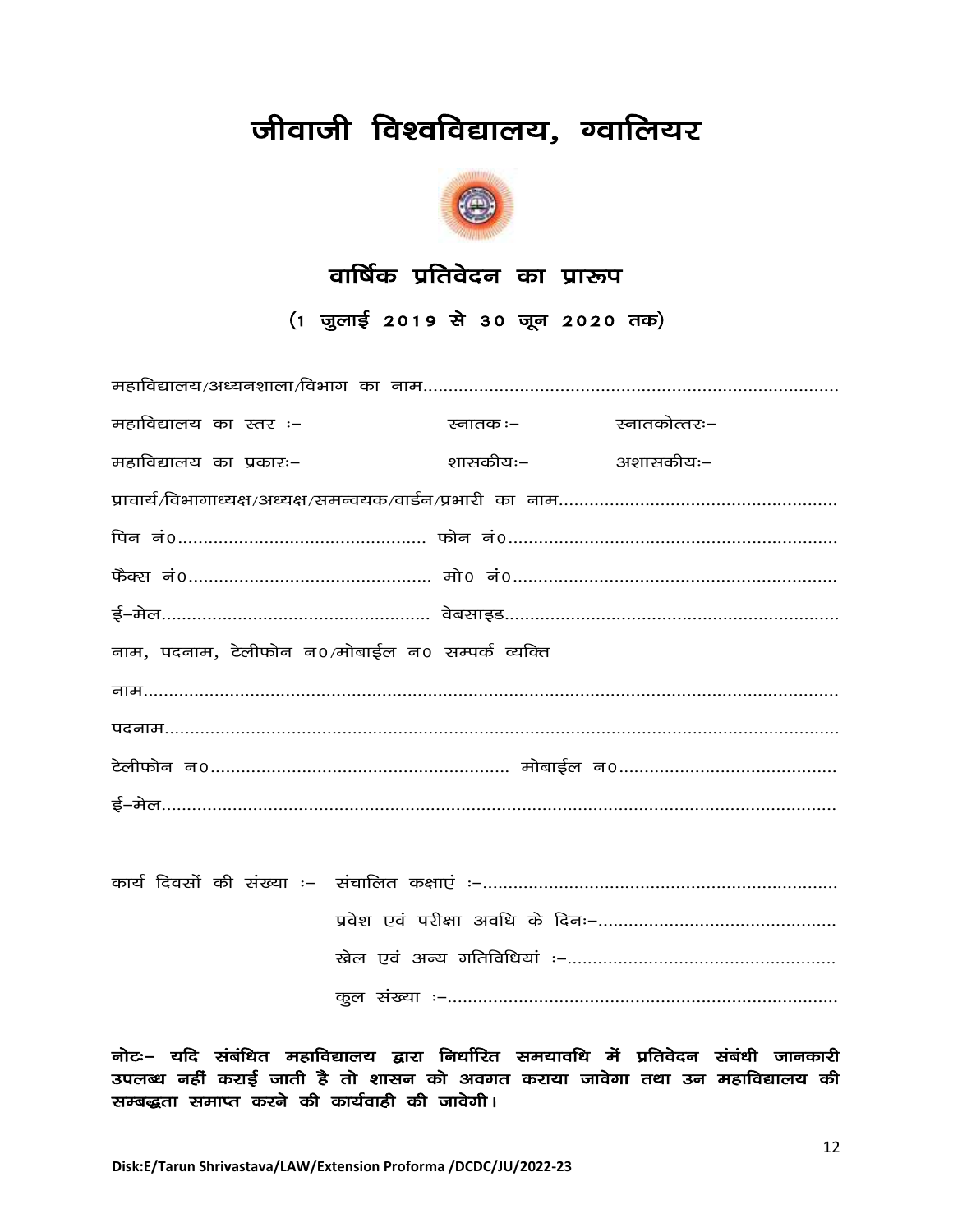# जीवाजी विश्वविद्यालय, ग्वालियर

## वार्षिक प्रतिवेदन का प्रारूप

### (1 जुलाई 2019 से 30 जून 2020 तक)

महाविद्यालय/अध्यनशाला/विभाग का नाम..................................................................................

महाविद्यालय का स्तर :– स्नातक :– स्नातकोत्तरः–

महाविद्यालय का प्रकारः– शासकीयः– अशासकीयः–

प्राचार्य/विभागाध्यक्ष/अध्यक्ष/समन्वयक/वार्डन/प्रभारी का नाम......................................................

पिन नं0................................................ फोन नं0................................................................

फैक्स नं0............................................... मो0 नं0...............................................................

ई–मेल.................................................... वेबसाइड.................................................................

नाम, पदनाम, टेलीफोन न0/मोबाईल न0 सम्पर्क व्यक्ति

नाम..........................................................................................................................................

पदनाम......................................................................................................................................

टेलीफोन न0.......................................................... मोबाईल न0...........................................

ई–मेल.......................................................................................................................................

कार्य दिवसों की संख्या :– संचालित कक्षाएं :–.....................................................................

प्रवेश एवं परीक्षा अवधि के दिनः–..............................................

खेल एवं अन्य गतिविधियां :–....................................................

कुल संख्या :–...........................................................................

**नोटः– यदि संबंधित महाविद्यालय द्वारा निर्धारित समयावधि में प्रतिवेदन संबंधी जानकारी उपलब्ध नहीं कराई जाती है तो शासन को अवगत कराया जावेगा तथा उन महाविद्यालय की सम्बद्धता समाप्त करने की कार्यवाही की जावेगी।**

Disk:E/Tarun Shrivastava/LAW/Extension Proforma /DCDC/JU/2022-23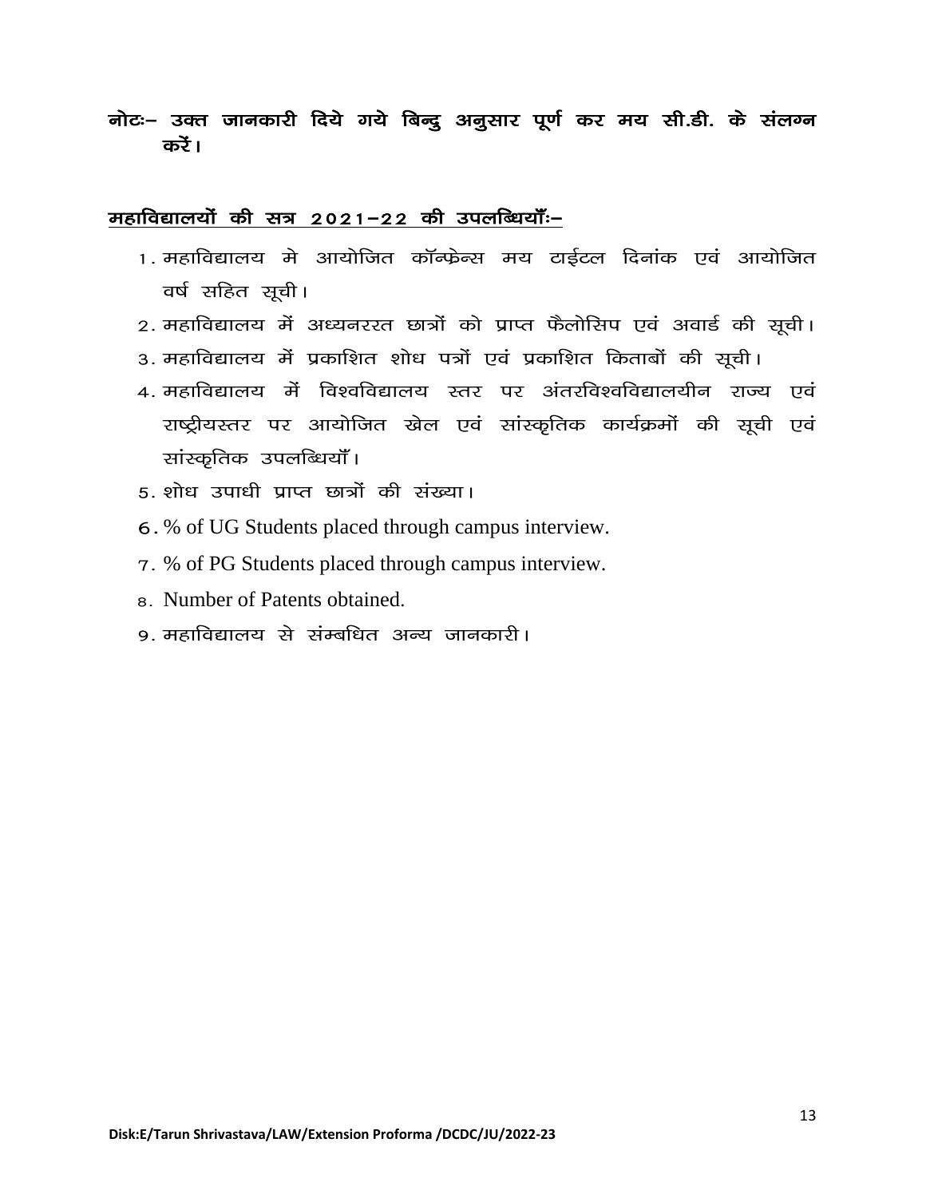**नोटः– उक्त जानकारी दिये गये बिन्दु अनुसार पूर्ण कर मय सी.डी. के संलग्न करें।**

**<u>महाविद्यालयों की सत्र 2021–22 की उपलब्धियाँः–</u>**

1. महाविद्यालय मे आयोजित कॉन्फ्रेन्स मय टाईटल दिनांक एवं आयोजित वर्ष सहित सूची।
2. महाविद्यालय में अध्यनररत छात्रों को प्राप्त फैलोसिप एवं अवार्ड की सूची।
3. महाविद्यालय में प्रकाशित शोध पत्रों एवं प्रकाशित किताबों की सूची।
4. महाविद्यालय में विश्वविद्यालय स्तर पर अंतरविश्वविद्यालयीन राज्य एवं राष्ट्रीयस्तर पर आयोजित खेल एवं सांस्कृतिक कार्यक्रमों की सूची एवं सांस्कृतिक उपलब्धियाँ।
5. शोध उपाधी प्राप्त छात्रों की संख्या।
6. % of UG Students placed through campus interview.
7. % of PG Students placed through campus interview.
8. Number of Patents obtained.
9. महाविद्यालय से संम्बधित अन्य जानकारी।

Disk:E/Tarun Shrivastava/LAW/Extension Proforma /DCDC/JU/2022-23